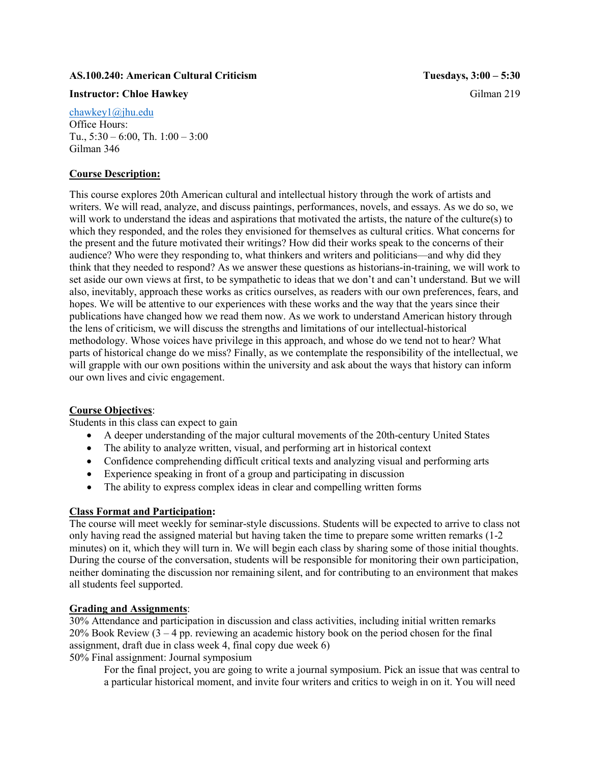**AS.100.240: American Cultural Criticism** **Tuesdays, 3:00 – 5:30**

**Instructor: Chloe Hawkey** Gilman 219

chawkey1@jhu.edu
Office Hours:
Tu., 5:30 – 6:00, Th. 1:00 – 3:00
Gilman 346

## Course Description:

This course explores 20th American cultural and intellectual history through the work of artists and writers. We will read, analyze, and discuss paintings, performances, novels, and essays. As we do so, we will work to understand the ideas and aspirations that motivated the artists, the nature of the culture(s) to which they responded, and the roles they envisioned for themselves as cultural critics. What concerns for the present and the future motivated their writings? How did their works speak to the concerns of their audience? Who were they responding to, what thinkers and writers and politicians—and why did they think that they needed to respond? As we answer these questions as historians-in-training, we will work to set aside our own views at first, to be sympathetic to ideas that we don't and can't understand. But we will also, inevitably, approach these works as critics ourselves, as readers with our own preferences, fears, and hopes. We will be attentive to our experiences with these works and the way that the years since their publications have changed how we read them now. As we work to understand American history through the lens of criticism, we will discuss the strengths and limitations of our intellectual-historical methodology. Whose voices have privilege in this approach, and whose do we tend not to hear? What parts of historical change do we miss? Finally, as we contemplate the responsibility of the intellectual, we will grapple with our own positions within the university and ask about the ways that history can inform our own lives and civic engagement.

## Course Objectives:

Students in this class can expect to gain

- A deeper understanding of the major cultural movements of the 20th-century United States
- The ability to analyze written, visual, and performing art in historical context
- Confidence comprehending difficult critical texts and analyzing visual and performing arts
- Experience speaking in front of a group and participating in discussion
- The ability to express complex ideas in clear and compelling written forms

## Class Format and Participation:

The course will meet weekly for seminar-style discussions. Students will be expected to arrive to class not only having read the assigned material but having taken the time to prepare some written remarks (1-2 minutes) on it, which they will turn in. We will begin each class by sharing some of those initial thoughts. During the course of the conversation, students will be responsible for monitoring their own participation, neither dominating the discussion nor remaining silent, and for contributing to an environment that makes all students feel supported.

## Grading and Assignments:

30% Attendance and participation in discussion and class activities, including initial written remarks
20% Book Review (3 – 4 pp. reviewing an academic history book on the period chosen for the final assignment, draft due in class week 4, final copy due week 6)
50% Final assignment: Journal symposium

For the final project, you are going to write a journal symposium. Pick an issue that was central to a particular historical moment, and invite four writers and critics to weigh in on it. You will need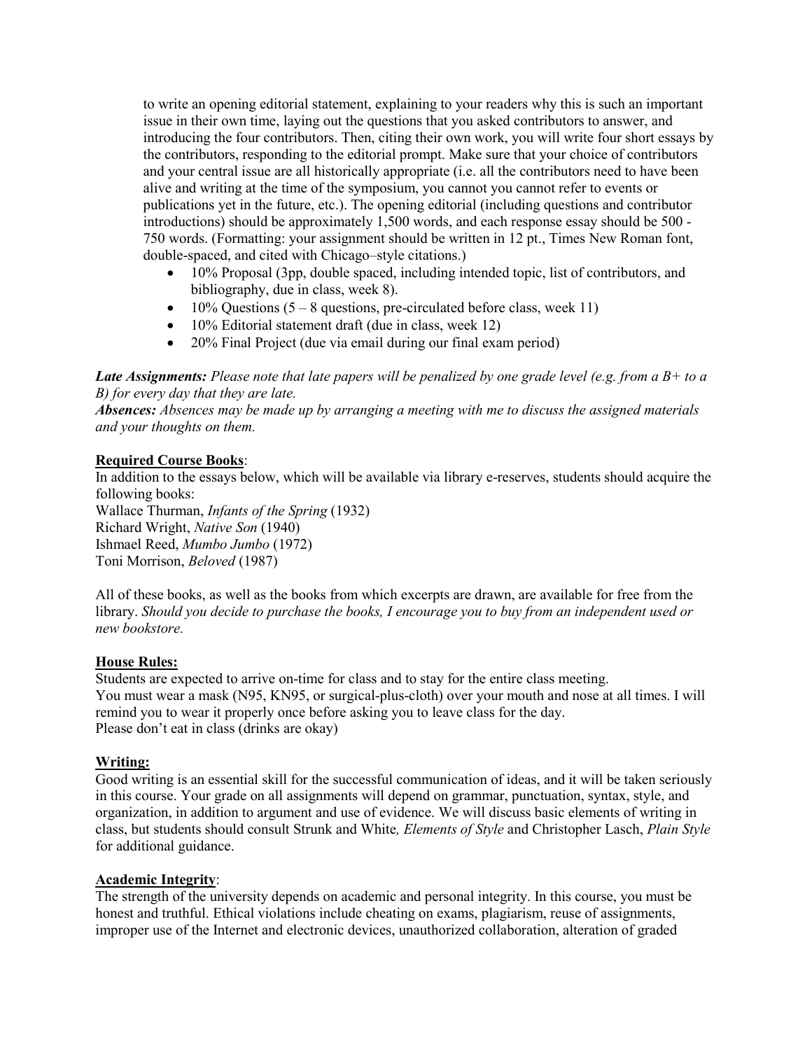to write an opening editorial statement, explaining to your readers why this is such an important issue in their own time, laying out the questions that you asked contributors to answer, and introducing the four contributors. Then, citing their own work, you will write four short essays by the contributors, responding to the editorial prompt. Make sure that your choice of contributors and your central issue are all historically appropriate (i.e. all the contributors need to have been alive and writing at the time of the symposium, you cannot you cannot refer to events or publications yet in the future, etc.). The opening editorial (including questions and contributor introductions) should be approximately 1,500 words, and each response essay should be 500 - 750 words. (Formatting: your assignment should be written in 12 pt., Times New Roman font, double-spaced, and cited with Chicago–style citations.)

- 10% Proposal (3pp, double spaced, including intended topic, list of contributors, and bibliography, due in class, week 8).
- 10% Questions (5 – 8 questions, pre-circulated before class, week 11)
- 10% Editorial statement draft (due in class, week 12)
- 20% Final Project (due via email during our final exam period)

***Late Assignments:*** *Please note that late papers will be penalized by one grade level (e.g. from a B+ to a B) for every day that they are late.*
***Absences:*** *Absences may be made up by arranging a meeting with me to discuss the assigned materials and your thoughts on them.*

**Required Course Books**:

In addition to the essays below, which will be available via library e-reserves, students should acquire the following books:
Wallace Thurman, *Infants of the Spring* (1932)
Richard Wright, *Native Son* (1940)
Ishmael Reed, *Mumbo Jumbo* (1972)
Toni Morrison, *Beloved* (1987)

All of these books, as well as the books from which excerpts are drawn, are available for free from the library. *Should you decide to purchase the books, I encourage you to buy from an independent used or new bookstore.*

**House Rules:**

Students are expected to arrive on-time for class and to stay for the entire class meeting.
You must wear a mask (N95, KN95, or surgical-plus-cloth) over your mouth and nose at all times. I will remind you to wear it properly once before asking you to leave class for the day.
Please don't eat in class (drinks are okay)

**Writing:**

Good writing is an essential skill for the successful communication of ideas, and it will be taken seriously in this course. Your grade on all assignments will depend on grammar, punctuation, syntax, style, and organization, in addition to argument and use of evidence. We will discuss basic elements of writing in class, but students should consult Strunk and White*, Elements of Style* and Christopher Lasch, *Plain Style* for additional guidance.

**Academic Integrity**:

The strength of the university depends on academic and personal integrity. In this course, you must be honest and truthful. Ethical violations include cheating on exams, plagiarism, reuse of assignments, improper use of the Internet and electronic devices, unauthorized collaboration, alteration of graded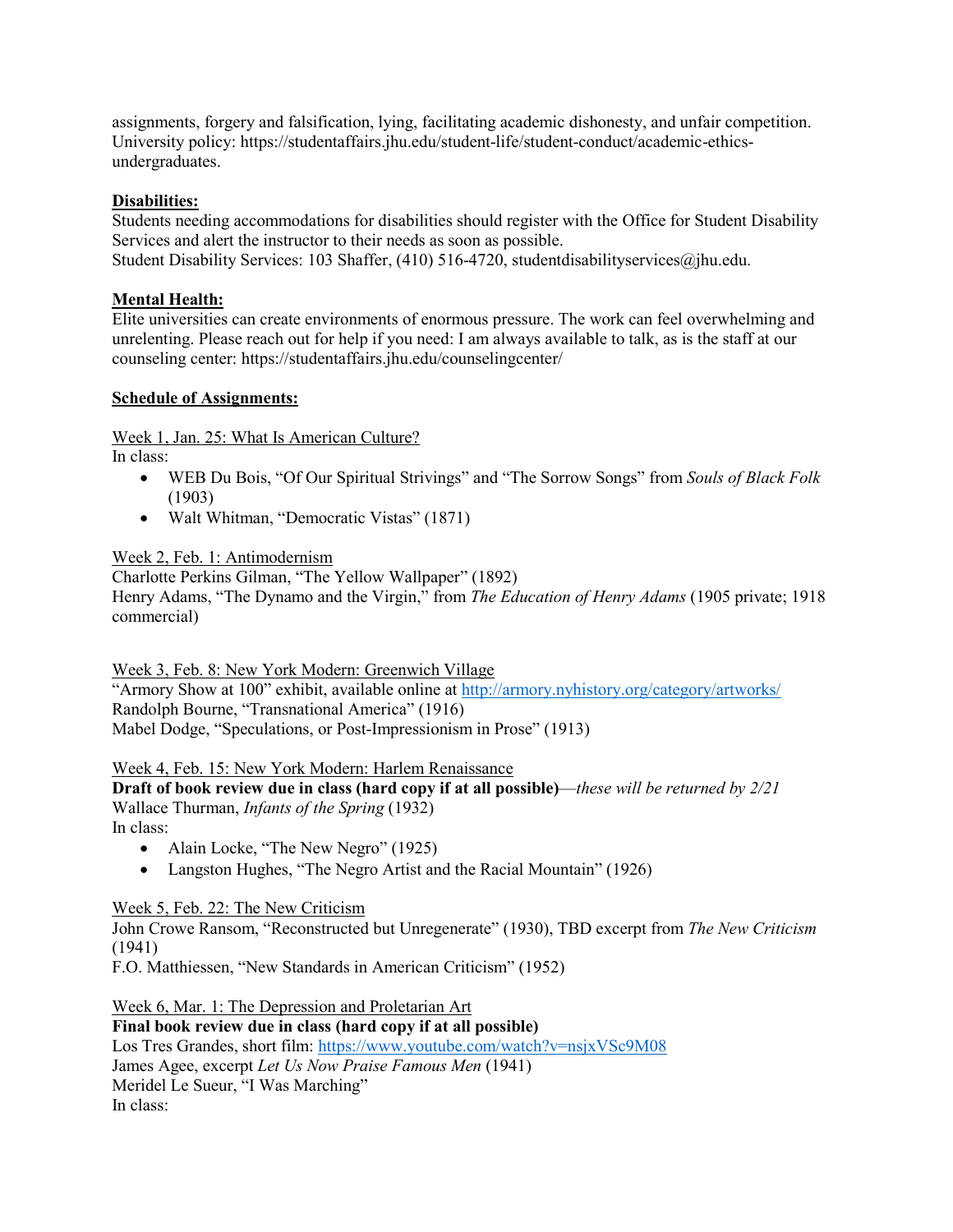assignments, forgery and falsification, lying, facilitating academic dishonesty, and unfair competition. University policy: https://studentaffairs.jhu.edu/student-life/student-conduct/academic-ethics-undergraduates.

**<u>Disabilities:</u>**
Students needing accommodations for disabilities should register with the Office for Student Disability Services and alert the instructor to their needs as soon as possible.
Student Disability Services: 103 Shaffer, (410) 516-4720, studentdisabilityservices@jhu.edu.

**<u>Mental Health:</u>**
Elite universities can create environments of enormous pressure. The work can feel overwhelming and unrelenting. Please reach out for help if you need: I am always available to talk, as is the staff at our counseling center: https://studentaffairs.jhu.edu/counselingcenter/

**<u>Schedule of Assignments:</u>**

<u>Week 1, Jan. 25: What Is American Culture?</u>
In class:

- WEB Du Bois, "Of Our Spiritual Strivings" and "The Sorrow Songs" from *Souls of Black Folk* (1903)
- Walt Whitman, "Democratic Vistas" (1871)

<u>Week 2, Feb. 1: Antimodernism</u>
Charlotte Perkins Gilman, "The Yellow Wallpaper" (1892)
Henry Adams, "The Dynamo and the Virgin," from *The Education of Henry Adams* (1905 private; 1918 commercial)

<u>Week 3, Feb. 8: New York Modern: Greenwich Village</u>
"Armory Show at 100" exhibit, available online at [http://armory.nyhistory.org/category/artworks/](http://armory.nyhistory.org/category/artworks/)
Randolph Bourne, "Transnational America" (1916)
Mabel Dodge, "Speculations, or Post-Impressionism in Prose" (1913)

<u>Week 4, Feb. 15: New York Modern: Harlem Renaissance</u>
**Draft of book review due in class (hard copy if at all possible)**—*these will be returned by 2/21*
Wallace Thurman, *Infants of the Spring* (1932)
In class:

- Alain Locke, "The New Negro" (1925)
- Langston Hughes, "The Negro Artist and the Racial Mountain" (1926)

<u>Week 5, Feb. 22: The New Criticism</u>
John Crowe Ransom, "Reconstructed but Unregenerate" (1930), TBD excerpt from *The New Criticism* (1941)
F.O. Matthiessen, "New Standards in American Criticism" (1952)

<u>Week 6, Mar. 1: The Depression and Proletarian Art</u>
**Final book review due in class (hard copy if at all possible)**
Los Tres Grandes, short film: [https://www.youtube.com/watch?v=nsjxVSc9M08](https://www.youtube.com/watch?v=nsjxVSc9M08)
James Agee, excerpt *Let Us Now Praise Famous Men* (1941)
Meridel Le Sueur, "I Was Marching"
In class: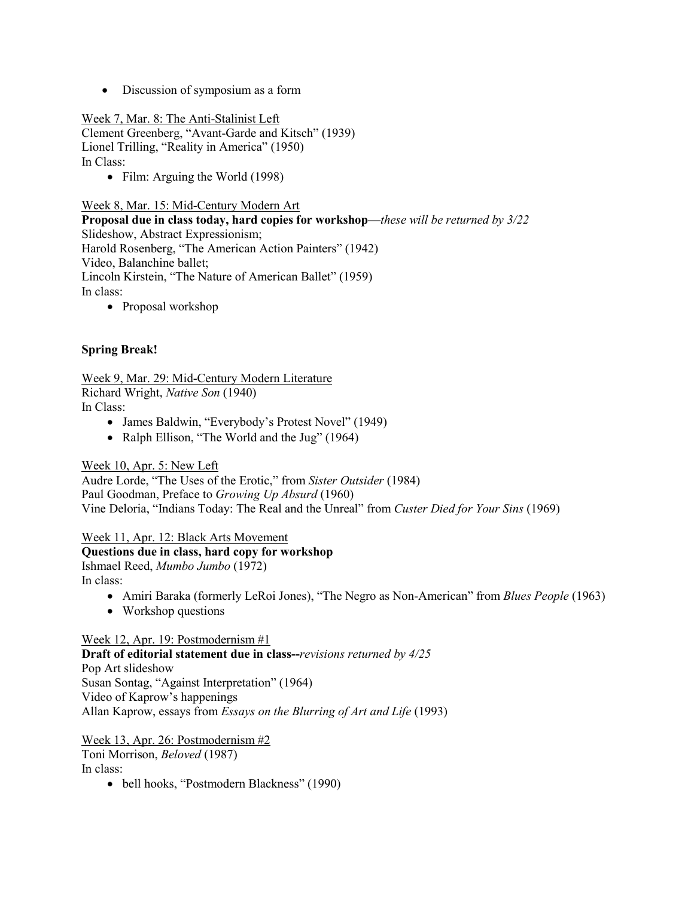- Discussion of symposium as a form

Week 7, Mar. 8: The Anti-Stalinist Left
Clement Greenberg, "Avant-Garde and Kitsch" (1939)
Lionel Trilling, "Reality in America" (1950)
In Class:

- Film: Arguing the World (1998)

Week 8, Mar. 15: Mid-Century Modern Art
**Proposal due in class today, hard copies for workshop—***these will be returned by 3/22*
Slideshow, Abstract Expressionism;
Harold Rosenberg, "The American Action Painters" (1942)
Video, Balanchine ballet;
Lincoln Kirstein, "The Nature of American Ballet" (1959)
In class:

- Proposal workshop

**Spring Break!**

Week 9, Mar. 29: Mid-Century Modern Literature
Richard Wright, *Native Son* (1940)
In Class:

- James Baldwin, "Everybody's Protest Novel" (1949)
- Ralph Ellison, "The World and the Jug" (1964)

Week 10, Apr. 5: New Left
Audre Lorde, "The Uses of the Erotic," from *Sister Outsider* (1984)
Paul Goodman, Preface to *Growing Up Absurd* (1960)
Vine Deloria, "Indians Today: The Real and the Unreal" from *Custer Died for Your Sins* (1969)

Week 11, Apr. 12: Black Arts Movement
**Questions due in class, hard copy for workshop**
Ishmael Reed, *Mumbo Jumbo* (1972)
In class:

- Amiri Baraka (formerly LeRoi Jones), "The Negro as Non-American" from *Blues People* (1963)
- Workshop questions

Week 12, Apr. 19: Postmodernism #1
**Draft of editorial statement due in class--***revisions returned by 4/25*
Pop Art slideshow
Susan Sontag, "Against Interpretation" (1964)
Video of Kaprow's happenings
Allan Kaprow, essays from *Essays on the Blurring of Art and Life* (1993)

Week 13, Apr. 26: Postmodernism #2
Toni Morrison, *Beloved* (1987)
In class:

- bell hooks, "Postmodern Blackness" (1990)